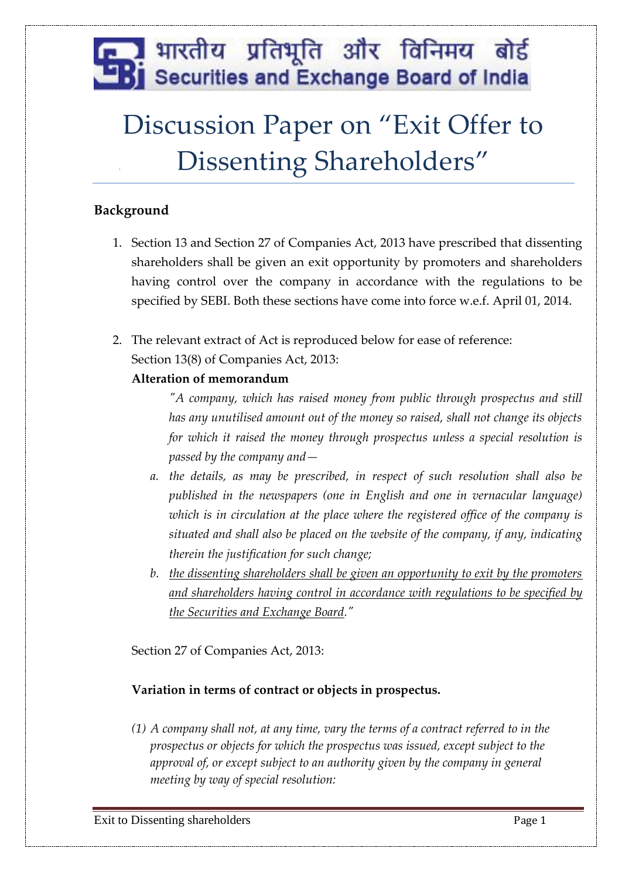# भारतीय प्रतिभूति और विनिमय बोर्ड
# Securities and Exchange Board of India

# Discussion Paper on "Exit Offer to Dissenting Shareholders"

## Background

1. Section 13 and Section 27 of Companies Act, 2013 have prescribed that dissenting shareholders shall be given an exit opportunity by promoters and shareholders having control over the company in accordance with the regulations to be specified by SEBI. Both these sections have come into force w.e.f. April 01, 2014.

2. The relevant extract of Act is reproduced below for ease of reference:

   Section 13(8) of Companies Act, 2013:

   **Alteration of memorandum**

   *"A company, which has raised money from public through prospectus and still has any unutilised amount out of the money so raised, shall not change its objects for which it raised the money through prospectus unless a special resolution is passed by the company and—*

   a. *the details, as may be prescribed, in respect of such resolution shall also be published in the newspapers (one in English and one in vernacular language) which is in circulation at the place where the registered office of the company is situated and shall also be placed on the website of the company, if any, indicating therein the justification for such change;*
   b. <u>*the dissenting shareholders shall be given an opportunity to exit by the promoters and shareholders having control in accordance with regulations to be specified by the Securities and Exchange Board*</u>*."*

   Section 27 of Companies Act, 2013:

   **Variation in terms of contract or objects in prospectus.**

   *(1) A company shall not, at any time, vary the terms of a contract referred to in the prospectus or objects for which the prospectus was issued, except subject to the approval of, or except subject to an authority given by the company in general meeting by way of special resolution:*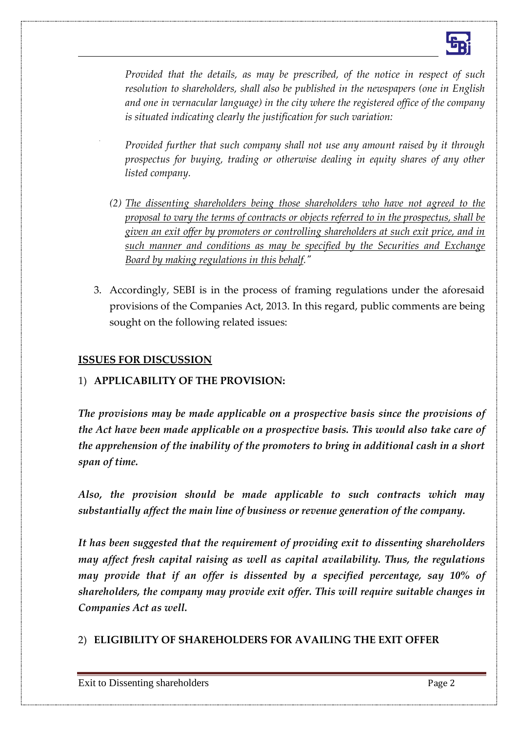*Provided that the details, as may be prescribed, of the notice in respect of such resolution to shareholders, shall also be published in the newspapers (one in English and one in vernacular language) in the city where the registered office of the company is situated indicating clearly the justification for such variation:*

*Provided further that such company shall not use any amount raised by it through prospectus for buying, trading or otherwise dealing in equity shares of any other listed company.*

*(2) <u>The dissenting shareholders being those shareholders who have not agreed to the proposal to vary the terms of contracts or objects referred to in the prospectus, shall be given an exit offer by promoters or controlling shareholders at such exit price, and in such manner and conditions as may be specified by the Securities and Exchange Board by making regulations in this behalf</u>."*

3. Accordingly, SEBI is in the process of framing regulations under the aforesaid provisions of the Companies Act, 2013. In this regard, public comments are being sought on the following related issues:

## <u>ISSUES FOR DISCUSSION</u>

### 1) APPLICABILITY OF THE PROVISION:

***The provisions may be made applicable on a prospective basis since the provisions of the Act have been made applicable on a prospective basis. This would also take care of the apprehension of the inability of the promoters to bring in additional cash in a short span of time.***

***Also, the provision should be made applicable to such contracts which may substantially affect the main line of business or revenue generation of the company.***

***It has been suggested that the requirement of providing exit to dissenting shareholders may affect fresh capital raising as well as capital availability. Thus, the regulations may provide that if an offer is dissented by a specified percentage, say 10% of shareholders, the company may provide exit offer. This will require suitable changes in Companies Act as well.***

### 2) ELIGIBILITY OF SHAREHOLDERS FOR AVAILING THE EXIT OFFER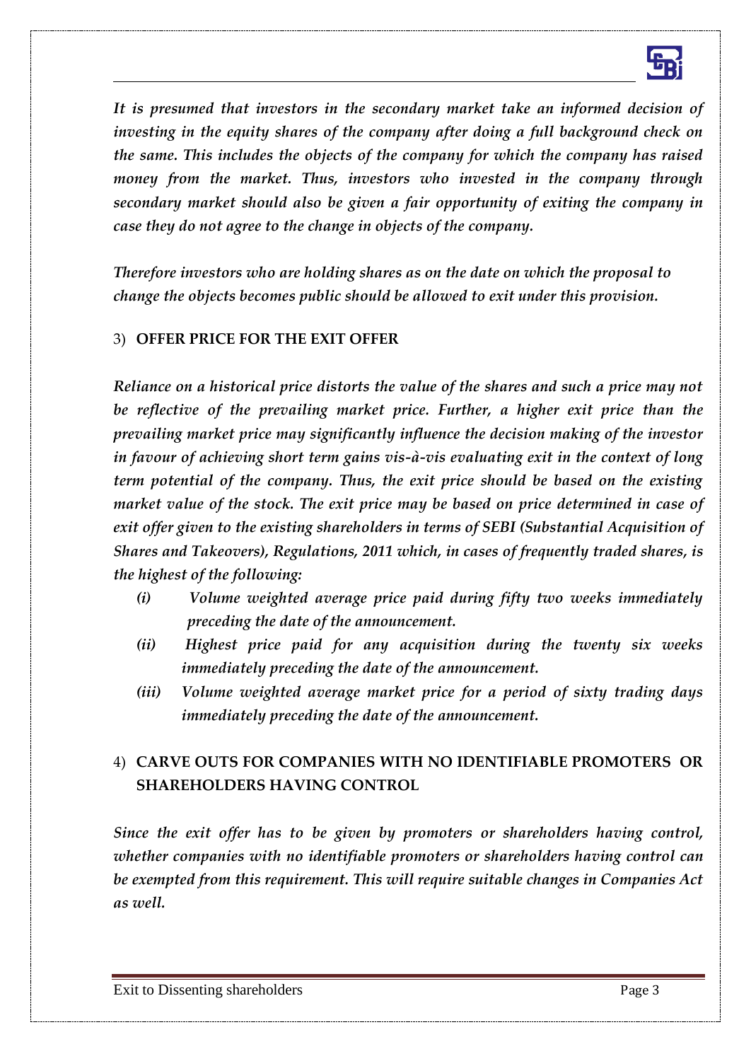*It is presumed that investors in the secondary market take an informed decision of investing in the equity shares of the company after doing a full background check on the same. This includes the objects of the company for which the company has raised money from the market. Thus, investors who invested in the company through secondary market should also be given a fair opportunity of exiting the company in case they do not agree to the change in objects of the company.*

*Therefore investors who are holding shares as on the date on which the proposal to change the objects becomes public should be allowed to exit under this provision.*

3) **OFFER PRICE FOR THE EXIT OFFER**

***Reliance on a historical price distorts the value of the shares and such a price may not be reflective of the prevailing market price. Further, a higher exit price than the prevailing market price may significantly influence the decision making of the investor in favour of achieving short term gains vis-à-vis evaluating exit in the context of long term potential of the company. Thus, the exit price should be based on the existing market value of the stock. The exit price may be based on price determined in case of exit offer given to the existing shareholders in terms of SEBI (Substantial Acquisition of Shares and Takeovers), Regulations, 2011 which, in cases of frequently traded shares, is the highest of the following:***

- ***(i)*** ***Volume weighted average price paid during fifty two weeks immediately preceding the date of the announcement.***
- ***(ii)*** ***Highest price paid for any acquisition during the twenty six weeks immediately preceding the date of the announcement.***
- ***(iii)*** ***Volume weighted average market price for a period of sixty trading days immediately preceding the date of the announcement.***

4) **CARVE OUTS FOR COMPANIES WITH NO IDENTIFIABLE PROMOTERS OR SHAREHOLDERS HAVING CONTROL**

***Since the exit offer has to be given by promoters or shareholders having control, whether companies with no identifiable promoters or shareholders having control can be exempted from this requirement. This will require suitable changes in Companies Act as well.***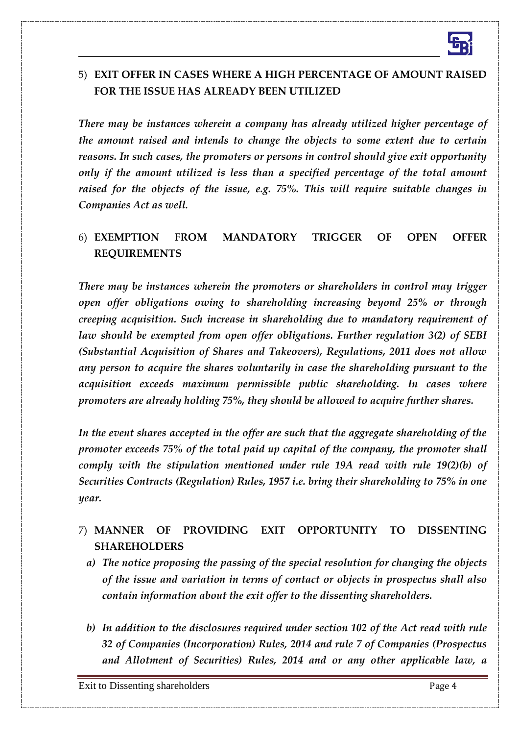5) **EXIT OFFER IN CASES WHERE A HIGH PERCENTAGE OF AMOUNT RAISED FOR THE ISSUE HAS ALREADY BEEN UTILIZED**

***There may be instances wherein a company has already utilized higher percentage of the amount raised and intends to change the objects to some extent due to certain reasons. In such cases, the promoters or persons in control should give exit opportunity only if the amount utilized is less than a specified percentage of the total amount raised for the objects of the issue, e.g. 75%. This will require suitable changes in Companies Act as well.***

6) **EXEMPTION FROM MANDATORY TRIGGER OF OPEN OFFER REQUIREMENTS**

***There may be instances wherein the promoters or shareholders in control may trigger open offer obligations owing to shareholding increasing beyond 25% or through creeping acquisition. Such increase in shareholding due to mandatory requirement of law should be exempted from open offer obligations. Further regulation 3(2) of SEBI (Substantial Acquisition of Shares and Takeovers), Regulations, 2011 does not allow any person to acquire the shares voluntarily in case the shareholding pursuant to the acquisition exceeds maximum permissible public shareholding. In cases where promoters are already holding 75%, they should be allowed to acquire further shares.***

***In the event shares accepted in the offer are such that the aggregate shareholding of the promoter exceeds 75% of the total paid up capital of the company, the promoter shall comply with the stipulation mentioned under rule 19A read with rule 19(2)(b) of Securities Contracts (Regulation) Rules, 1957 i.e. bring their shareholding to 75% in one year.***

7) **MANNER OF PROVIDING EXIT OPPORTUNITY TO DISSENTING SHAREHOLDERS**

   ***a) The notice proposing the passing of the special resolution for changing the objects of the issue and variation in terms of contact or objects in prospectus shall also contain information about the exit offer to the dissenting shareholders.***

   ***b) In addition to the disclosures required under section 102 of the Act read with rule 32 of Companies (Incorporation) Rules, 2014 and rule 7 of Companies (Prospectus and Allotment of Securities) Rules, 2014 and or any other applicable law, a***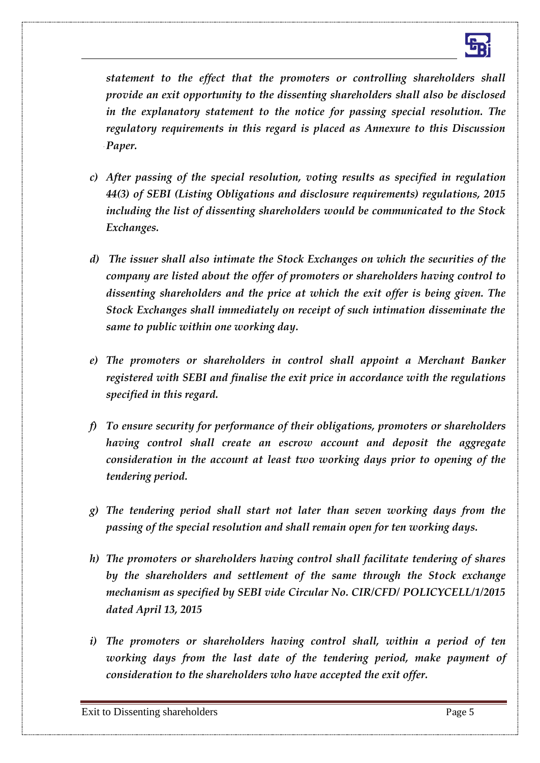*statement to the effect that the promoters or controlling shareholders shall provide an exit opportunity to the dissenting shareholders shall also be disclosed in the explanatory statement to the notice for passing special resolution. The regulatory requirements in this regard is placed as Annexure to this Discussion Paper.*

c) *After passing of the special resolution, voting results as specified in regulation 44(3) of SEBI (Listing Obligations and disclosure requirements) regulations, 2015 including the list of dissenting shareholders would be communicated to the Stock Exchanges.*

d) *The issuer shall also intimate the Stock Exchanges on which the securities of the company are listed about the offer of promoters or shareholders having control to dissenting shareholders and the price at which the exit offer is being given. The Stock Exchanges shall immediately on receipt of such intimation disseminate the same to public within one working day.*

e) *The promoters or shareholders in control shall appoint a Merchant Banker registered with SEBI and finalise the exit price in accordance with the regulations specified in this regard.*

f) *To ensure security for performance of their obligations, promoters or shareholders having control shall create an escrow account and deposit the aggregate consideration in the account at least two working days prior to opening of the tendering period.*

g) *The tendering period shall start not later than seven working days from the passing of the special resolution and shall remain open for ten working days.*

h) *The promoters or shareholders having control shall facilitate tendering of shares by the shareholders and settlement of the same through the Stock exchange mechanism as specified by SEBI vide Circular No. CIR/CFD/ POLICYCELL/1/2015 dated April 13, 2015*

i) *The promoters or shareholders having control shall, within a period of ten working days from the last date of the tendering period, make payment of consideration to the shareholders who have accepted the exit offer.*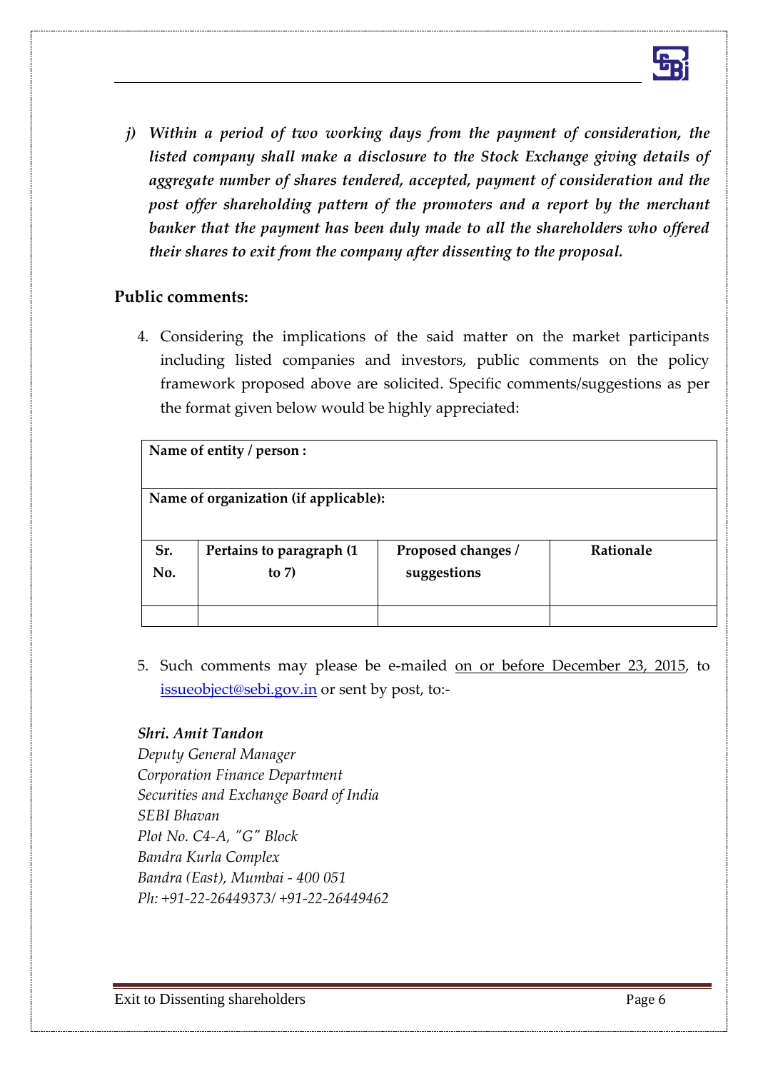j) ***Within a period of two working days from the payment of consideration, the listed company shall make a disclosure to the Stock Exchange giving details of aggregate number of shares tendered, accepted, payment of consideration and the post offer shareholding pattern of the promoters and a report by the merchant banker that the payment has been duly made to all the shareholders who offered their shares to exit from the company after dissenting to the proposal.***

## Public comments:

4. Considering the implications of the said matter on the market participants including listed companies and investors, public comments on the policy framework proposed above are solicited. Specific comments/suggestions as per the format given below would be highly appreciated:

| **Name of entity / person :** | | | |
|---|---|---|---|
| **Name of organization (if applicable):** | | | |
| **Sr. No.** | **Pertains to paragraph (1 to 7)** | **Proposed changes / suggestions** | **Rationale** |
| | | | |

5. Such comments may please be e-mailed on or before December 23, 2015, to issueobject@sebi.gov.in or sent by post, to:-

***Shri. Amit Tandon***
*Deputy General Manager*
*Corporation Finance Department*
*Securities and Exchange Board of India*
*SEBI Bhavan*
*Plot No. C4-A, "G" Block*
*Bandra Kurla Complex*
*Bandra (East), Mumbai - 400 051*
*Ph: +91-22-26449373/ +91-22-26449462*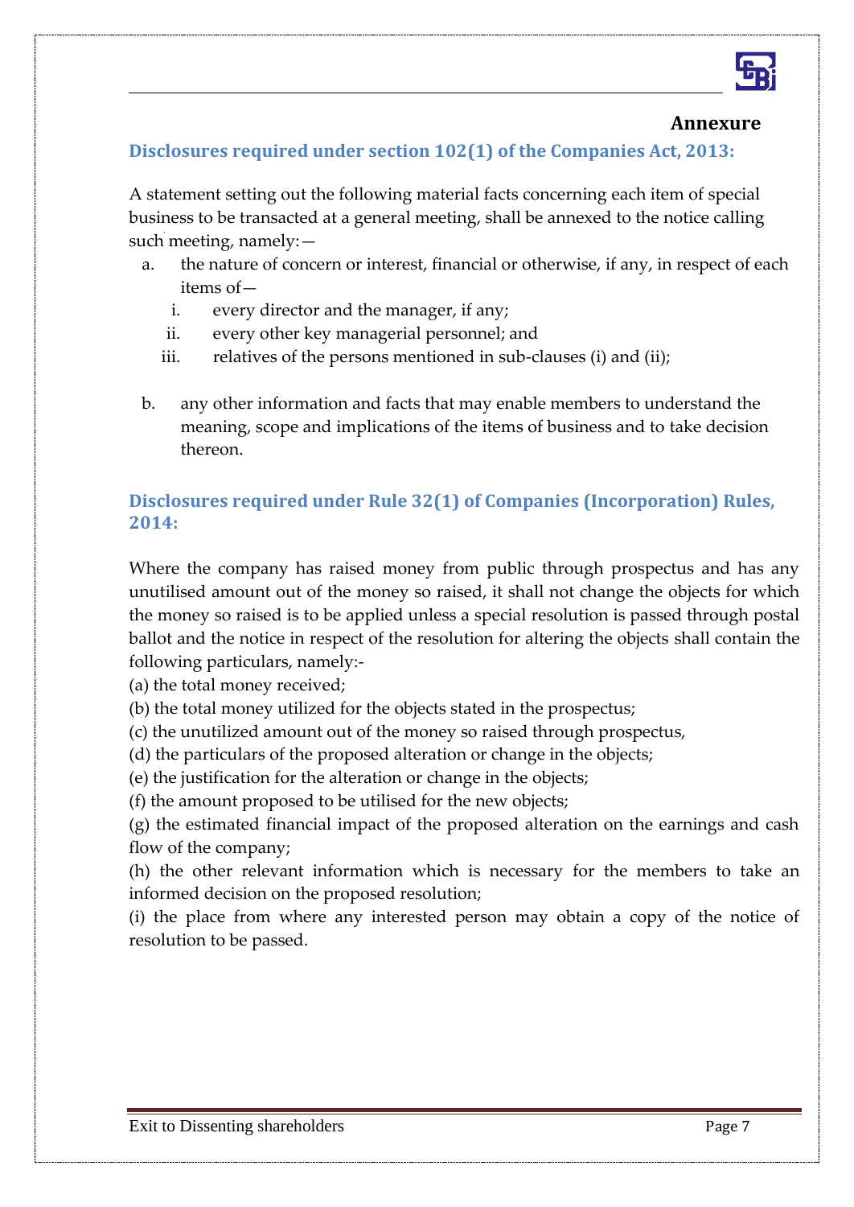## Annexure

### Disclosures required under section 102(1) of the Companies Act, 2013:

A statement setting out the following material facts concerning each item of special business to be transacted at a general meeting, shall be annexed to the notice calling such meeting, namely:—

a. the nature of concern or interest, financial or otherwise, if any, in respect of each items of—
   i. every director and the manager, if any;
   ii. every other key managerial personnel; and
   iii. relatives of the persons mentioned in sub-clauses (i) and (ii);

b. any other information and facts that may enable members to understand the meaning, scope and implications of the items of business and to take decision thereon.

### Disclosures required under Rule 32(1) of Companies (Incorporation) Rules, 2014:

Where the company has raised money from public through prospectus and has any unutilised amount out of the money so raised, it shall not change the objects for which the money so raised is to be applied unless a special resolution is passed through postal ballot and the notice in respect of the resolution for altering the objects shall contain the following particulars, namely:-

(a) the total money received;

(b) the total money utilized for the objects stated in the prospectus;

(c) the unutilized amount out of the money so raised through prospectus,

(d) the particulars of the proposed alteration or change in the objects;

(e) the justification for the alteration or change in the objects;

(f) the amount proposed to be utilised for the new objects;

(g) the estimated financial impact of the proposed alteration on the earnings and cash flow of the company;

(h) the other relevant information which is necessary for the members to take an informed decision on the proposed resolution;

(i) the place from where any interested person may obtain a copy of the notice of resolution to be passed.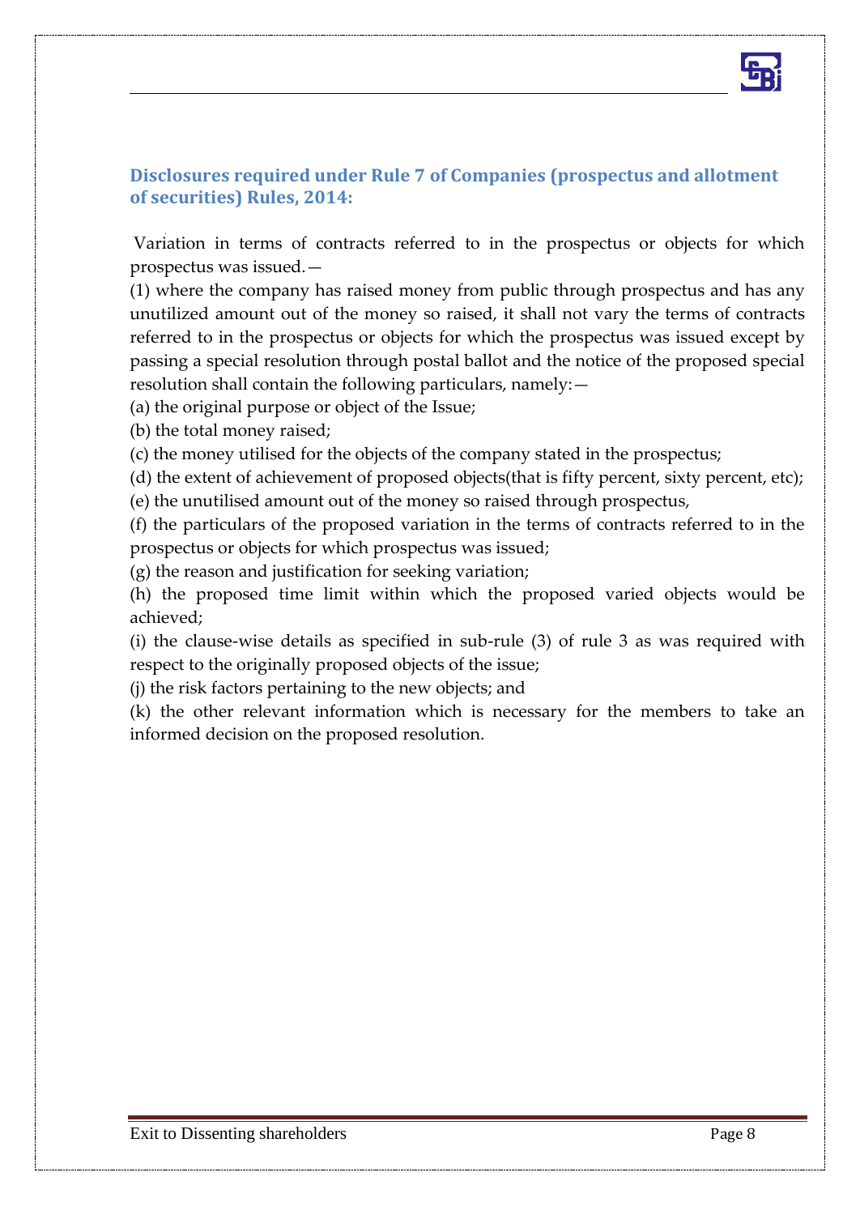## Disclosures required under Rule 7 of Companies (prospectus and allotment of securities) Rules, 2014:

Variation in terms of contracts referred to in the prospectus or objects for which prospectus was issued.—

(1) where the company has raised money from public through prospectus and has any unutilized amount out of the money so raised, it shall not vary the terms of contracts referred to in the prospectus or objects for which the prospectus was issued except by passing a special resolution through postal ballot and the notice of the proposed special resolution shall contain the following particulars, namely:—

(a) the original purpose or object of the Issue;

(b) the total money raised;

(c) the money utilised for the objects of the company stated in the prospectus;

(d) the extent of achievement of proposed objects(that is fifty percent, sixty percent, etc);

(e) the unutilised amount out of the money so raised through prospectus,

(f) the particulars of the proposed variation in the terms of contracts referred to in the prospectus or objects for which prospectus was issued;

(g) the reason and justification for seeking variation;

(h) the proposed time limit within which the proposed varied objects would be achieved;

(i) the clause-wise details as specified in sub-rule (3) of rule 3 as was required with respect to the originally proposed objects of the issue;

(j) the risk factors pertaining to the new objects; and

(k) the other relevant information which is necessary for the members to take an informed decision on the proposed resolution.